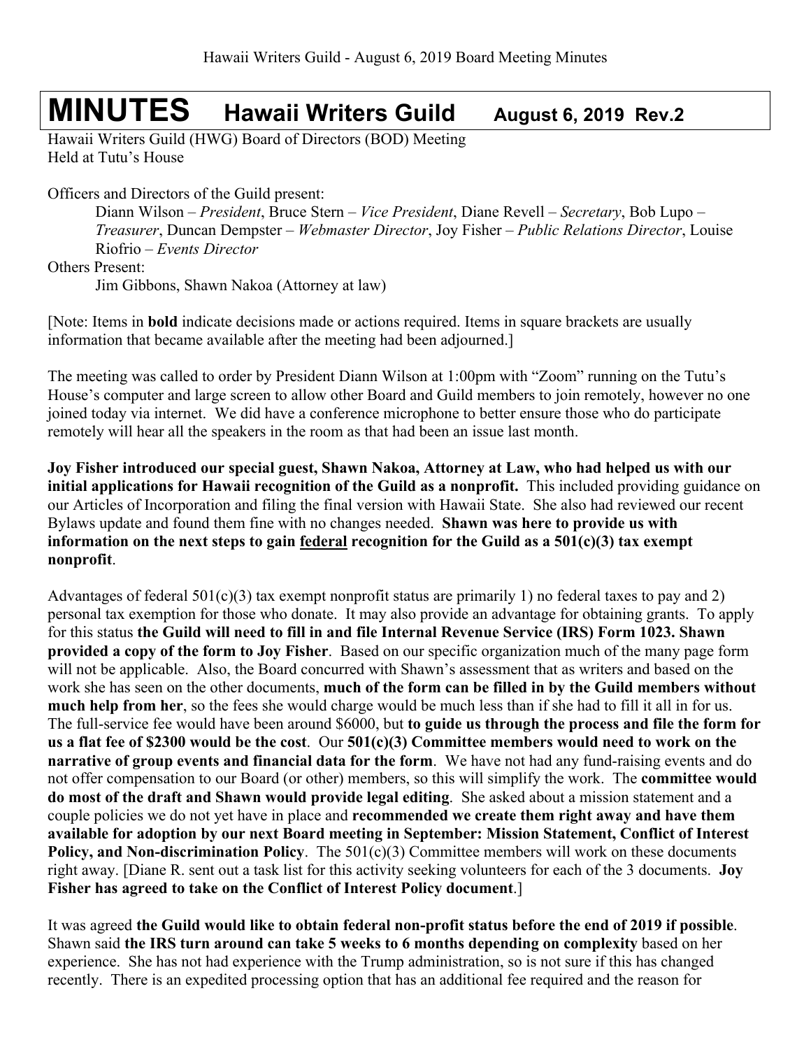# MINUTES Hawaii Writers Guild August 6, 2019 Rev.2

Hawaii Writers Guild (HWG) Board of Directors (BOD) Meeting
Held at Tutu's House

Officers and Directors of the Guild present:

Diann Wilson – *President*, Bruce Stern – *Vice President*, Diane Revell – *Secretary*, Bob Lupo – *Treasurer*, Duncan Dempster – *Webmaster Director*, Joy Fisher – *Public Relations Director*, Louise Riofrio – *Events Director*

Others Present:

Jim Gibbons, Shawn Nakoa (Attorney at law)

[Note: Items in **bold** indicate decisions made or actions required. Items in square brackets are usually information that became available after the meeting had been adjourned.]

The meeting was called to order by President Diann Wilson at 1:00pm with "Zoom" running on the Tutu's House's computer and large screen to allow other Board and Guild members to join remotely, however no one joined today via internet. We did have a conference microphone to better ensure those who do participate remotely will hear all the speakers in the room as that had been an issue last month.

**Joy Fisher introduced our special guest, Shawn Nakoa, Attorney at Law, who had helped us with our initial applications for Hawaii recognition of the Guild as a nonprofit.** This included providing guidance on our Articles of Incorporation and filing the final version with Hawaii State. She also had reviewed our recent Bylaws update and found them fine with no changes needed. **Shawn was here to provide us with information on the next steps to gain <u>federal</u> recognition for the Guild as a 501(c)(3) tax exempt nonprofit**.

Advantages of federal 501(c)(3) tax exempt nonprofit status are primarily 1) no federal taxes to pay and 2) personal tax exemption for those who donate. It may also provide an advantage for obtaining grants. To apply for this status **the Guild will need to fill in and file Internal Revenue Service (IRS) Form 1023. Shawn provided a copy of the form to Joy Fisher**. Based on our specific organization much of the many page form will not be applicable. Also, the Board concurred with Shawn's assessment that as writers and based on the work she has seen on the other documents, **much of the form can be filled in by the Guild members without much help from her**, so the fees she would charge would be much less than if she had to fill it all in for us. The full-service fee would have been around $6000, but **to guide us through the process and file the form for us a flat fee of $2300 would be the cost**. Our **501(c)(3) Committee members would need to work on the narrative of group events and financial data for the form**. We have not had any fund-raising events and do not offer compensation to our Board (or other) members, so this will simplify the work. The **committee would do most of the draft and Shawn would provide legal editing**. She asked about a mission statement and a couple policies we do not yet have in place and **recommended we create them right away and have them available for adoption by our next Board meeting in September: Mission Statement, Conflict of Interest Policy, and Non-discrimination Policy**. The 501(c)(3) Committee members will work on these documents right away. [Diane R. sent out a task list for this activity seeking volunteers for each of the 3 documents. **Joy Fisher has agreed to take on the Conflict of Interest Policy document**.]

It was agreed **the Guild would like to obtain federal non-profit status before the end of 2019 if possible**. Shawn said **the IRS turn around can take 5 weeks to 6 months depending on complexity** based on her experience. She has not had experience with the Trump administration, so is not sure if this has changed recently. There is an expedited processing option that has an additional fee required and the reason for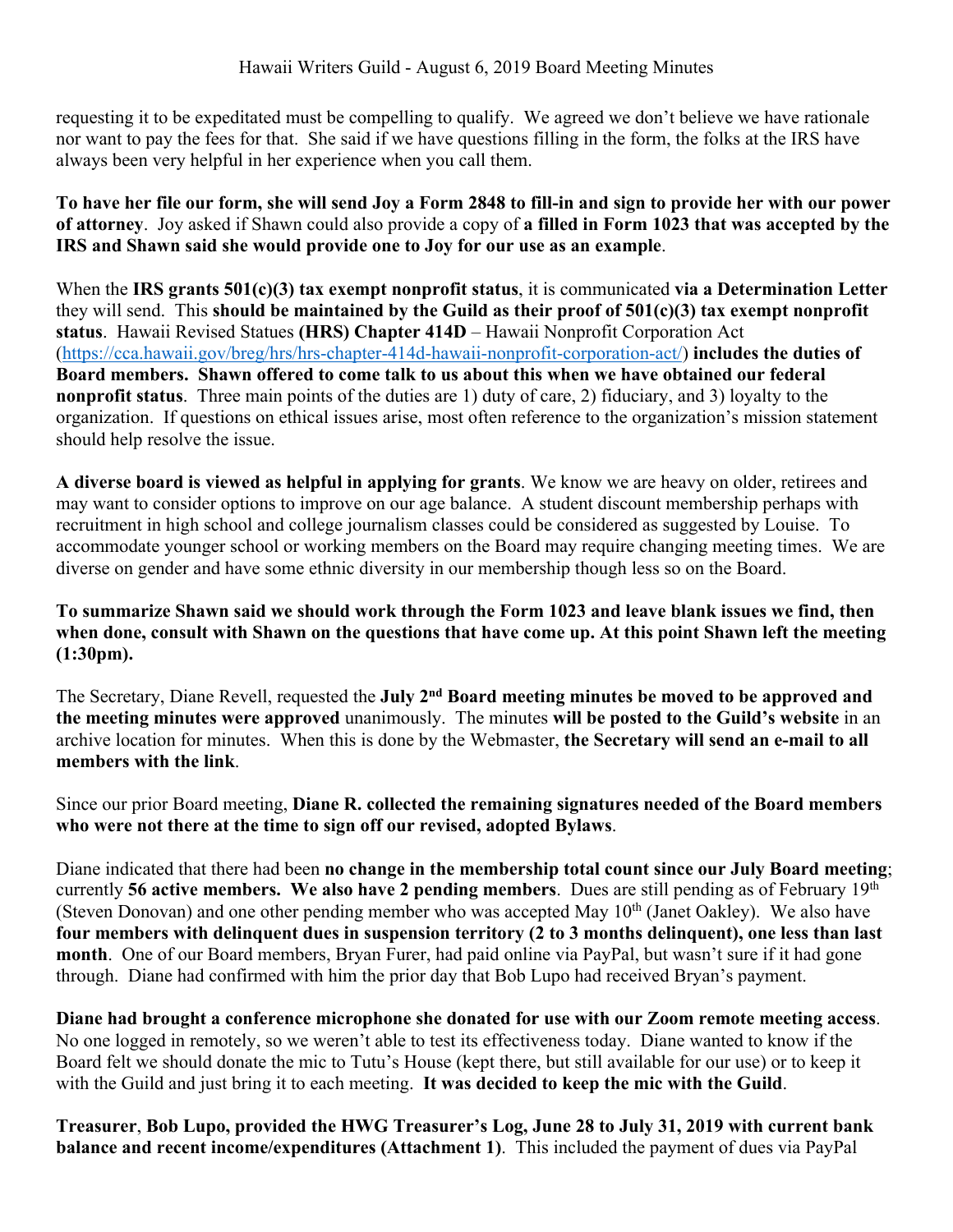requesting it to be expeditated must be compelling to qualify. We agreed we don't believe we have rationale nor want to pay the fees for that. She said if we have questions filling in the form, the folks at the IRS have always been very helpful in her experience when you call them.

**To have her file our form, she will send Joy a Form 2848 to fill-in and sign to provide her with our power of attorney**. Joy asked if Shawn could also provide a copy of **a filled in Form 1023 that was accepted by the IRS and Shawn said she would provide one to Joy for our use as an example**.

When the **IRS grants 501(c)(3) tax exempt nonprofit status**, it is communicated **via a Determination Letter** they will send. This **should be maintained by the Guild as their proof of 501(c)(3) tax exempt nonprofit status**. Hawaii Revised Statues **(HRS) Chapter 414D** – Hawaii Nonprofit Corporation Act (https://cca.hawaii.gov/breg/hrs/hrs-chapter-414d-hawaii-nonprofit-corporation-act/) **includes the duties of Board members. Shawn offered to come talk to us about this when we have obtained our federal nonprofit status**. Three main points of the duties are 1) duty of care, 2) fiduciary, and 3) loyalty to the organization. If questions on ethical issues arise, most often reference to the organization's mission statement should help resolve the issue.

**A diverse board is viewed as helpful in applying for grants**. We know we are heavy on older, retirees and may want to consider options to improve on our age balance. A student discount membership perhaps with recruitment in high school and college journalism classes could be considered as suggested by Louise. To accommodate younger school or working members on the Board may require changing meeting times. We are diverse on gender and have some ethnic diversity in our membership though less so on the Board.

**To summarize Shawn said we should work through the Form 1023 and leave blank issues we find, then when done, consult with Shawn on the questions that have come up. At this point Shawn left the meeting (1:30pm).**

The Secretary, Diane Revell, requested the **July 2nd Board meeting minutes be moved to be approved and the meeting minutes were approved** unanimously. The minutes **will be posted to the Guild's website** in an archive location for minutes. When this is done by the Webmaster, **the Secretary will send an e-mail to all members with the link**.

Since our prior Board meeting, **Diane R. collected the remaining signatures needed of the Board members who were not there at the time to sign off our revised, adopted Bylaws**.

Diane indicated that there had been **no change in the membership total count since our July Board meeting**; currently **56 active members. We also have 2 pending members**. Dues are still pending as of February 19th (Steven Donovan) and one other pending member who was accepted May 10th (Janet Oakley). We also have **four members with delinquent dues in suspension territory (2 to 3 months delinquent), one less than last month**. One of our Board members, Bryan Furer, had paid online via PayPal, but wasn't sure if it had gone through. Diane had confirmed with him the prior day that Bob Lupo had received Bryan's payment.

**Diane had brought a conference microphone she donated for use with our Zoom remote meeting access**. No one logged in remotely, so we weren't able to test its effectiveness today. Diane wanted to know if the Board felt we should donate the mic to Tutu's House (kept there, but still available for our use) or to keep it with the Guild and just bring it to each meeting. **It was decided to keep the mic with the Guild**.

**Treasurer**, **Bob Lupo, provided the HWG Treasurer's Log, June 28 to July 31, 2019 with current bank balance and recent income/expenditures (Attachment 1)**. This included the payment of dues via PayPal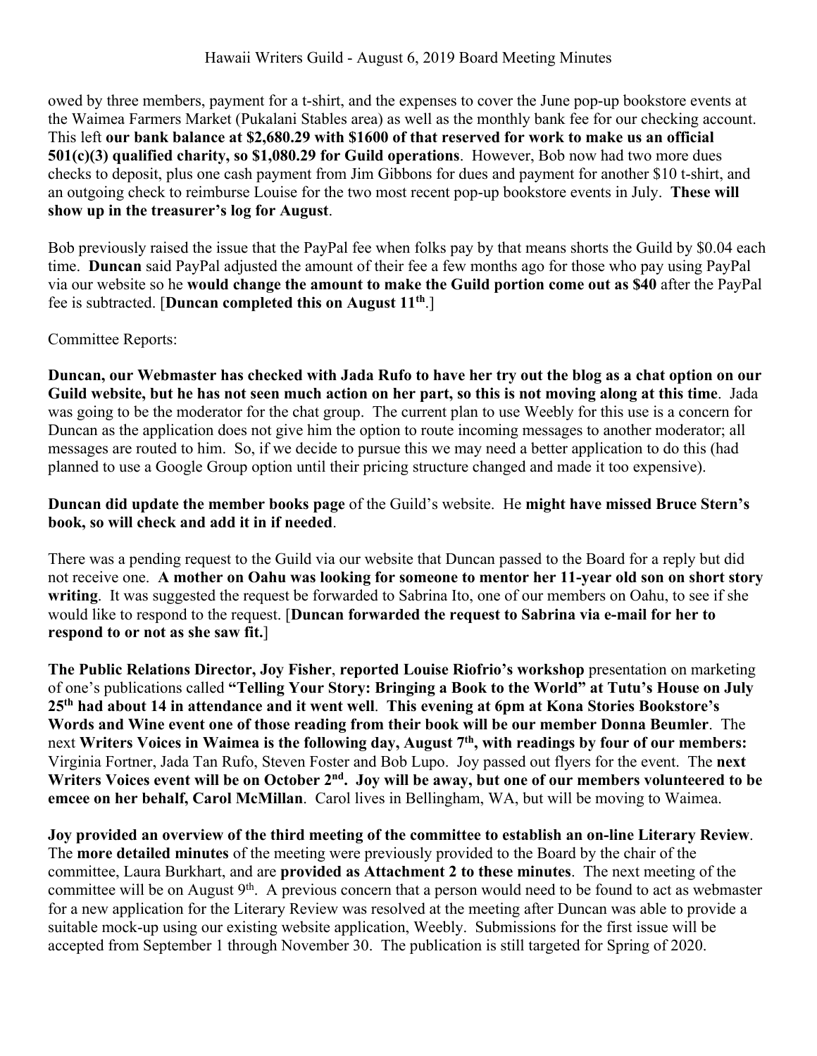owed by three members, payment for a t-shirt, and the expenses to cover the June pop-up bookstore events at the Waimea Farmers Market (Pukalani Stables area) as well as the monthly bank fee for our checking account. This left **our bank balance at $2,680.29 with $1600 of that reserved for work to make us an official 501(c)(3) qualified charity, so $1,080.29 for Guild operations**. However, Bob now had two more dues checks to deposit, plus one cash payment from Jim Gibbons for dues and payment for another $10 t-shirt, and an outgoing check to reimburse Louise for the two most recent pop-up bookstore events in July. **These will show up in the treasurer's log for August**.

Bob previously raised the issue that the PayPal fee when folks pay by that means shorts the Guild by $0.04 each time. **Duncan** said PayPal adjusted the amount of their fee a few months ago for those who pay using PayPal via our website so he **would change the amount to make the Guild portion come out as $40** after the PayPal fee is subtracted. [**Duncan completed this on August 11th**.]

Committee Reports:

**Duncan, our Webmaster has checked with Jada Rufo to have her try out the blog as a chat option on our Guild website, but he has not seen much action on her part, so this is not moving along at this time**. Jada was going to be the moderator for the chat group. The current plan to use Weebly for this use is a concern for Duncan as the application does not give him the option to route incoming messages to another moderator; all messages are routed to him. So, if we decide to pursue this we may need a better application to do this (had planned to use a Google Group option until their pricing structure changed and made it too expensive).

**Duncan did update the member books page** of the Guild's website. He **might have missed Bruce Stern's book, so will check and add it in if needed**.

There was a pending request to the Guild via our website that Duncan passed to the Board for a reply but did not receive one. **A mother on Oahu was looking for someone to mentor her 11-year old son on short story writing**. It was suggested the request be forwarded to Sabrina Ito, one of our members on Oahu, to see if she would like to respond to the request. [**Duncan forwarded the request to Sabrina via e-mail for her to respond to or not as she saw fit.**]

**The Public Relations Director, Joy Fisher**, **reported Louise Riofrio's workshop** presentation on marketing of one's publications called **"Telling Your Story: Bringing a Book to the World" at Tutu's House on July 25th had about 14 in attendance and it went well**. **This evening at 6pm at Kona Stories Bookstore's Words and Wine event one of those reading from their book will be our member Donna Beumler**. The next **Writers Voices in Waimea is the following day, August 7th, with readings by four of our members:** Virginia Fortner, Jada Tan Rufo, Steven Foster and Bob Lupo. Joy passed out flyers for the event. The **next Writers Voices event will be on October 2nd. Joy will be away, but one of our members volunteered to be emcee on her behalf, Carol McMillan**. Carol lives in Bellingham, WA, but will be moving to Waimea.

**Joy provided an overview of the third meeting of the committee to establish an on-line Literary Review**. The **more detailed minutes** of the meeting were previously provided to the Board by the chair of the committee, Laura Burkhart, and are **provided as Attachment 2 to these minutes**. The next meeting of the committee will be on August 9th. A previous concern that a person would need to be found to act as webmaster for a new application for the Literary Review was resolved at the meeting after Duncan was able to provide a suitable mock-up using our existing website application, Weebly. Submissions for the first issue will be accepted from September 1 through November 30. The publication is still targeted for Spring of 2020.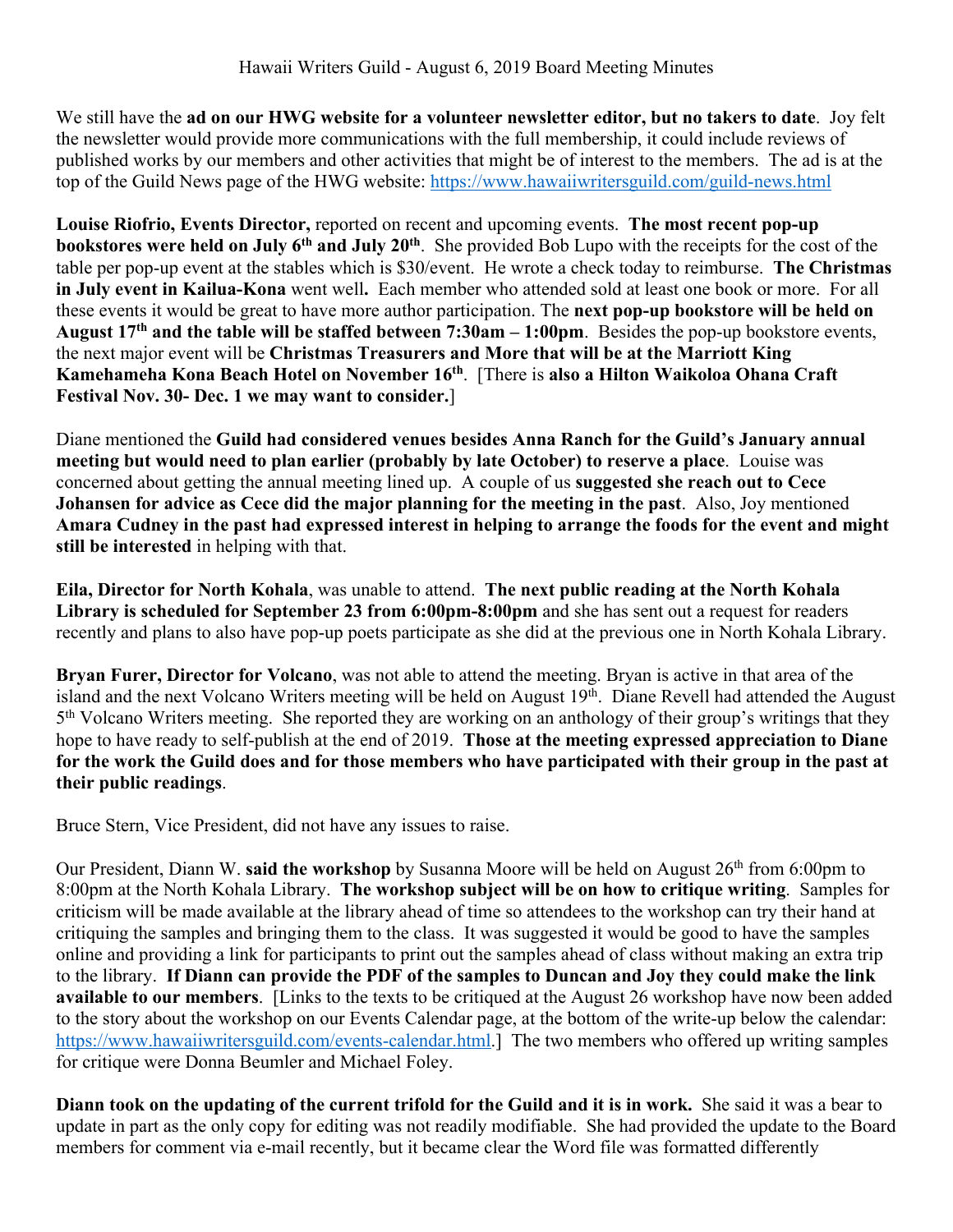Hawaii Writers Guild - August 6, 2019 Board Meeting Minutes

We still have the **ad on our HWG website for a volunteer newsletter editor, but no takers to date**. Joy felt the newsletter would provide more communications with the full membership, it could include reviews of published works by our members and other activities that might be of interest to the members. The ad is at the top of the Guild News page of the HWG website: https://www.hawaiiwritersguild.com/guild-news.html

**Louise Riofrio, Events Director,** reported on recent and upcoming events. **The most recent pop-up bookstores were held on July 6th and July 20th**. She provided Bob Lupo with the receipts for the cost of the table per pop-up event at the stables which is $30/event. He wrote a check today to reimburse. **The Christmas in July event in Kailua-Kona** went well**.** Each member who attended sold at least one book or more. For all these events it would be great to have more author participation. The **next pop-up bookstore will be held on August 17th and the table will be staffed between 7:30am – 1:00pm**. Besides the pop-up bookstore events, the next major event will be **Christmas Treasurers and More that will be at the Marriott King Kamehameha Kona Beach Hotel on November 16th**. [There is **also a Hilton Waikoloa Ohana Craft Festival Nov. 30- Dec. 1 we may want to consider.**]

Diane mentioned the **Guild had considered venues besides Anna Ranch for the Guild's January annual meeting but would need to plan earlier (probably by late October) to reserve a place**. Louise was concerned about getting the annual meeting lined up. A couple of us **suggested she reach out to Cece Johansen for advice as Cece did the major planning for the meeting in the past**. Also, Joy mentioned **Amara Cudney in the past had expressed interest in helping to arrange the foods for the event and might still be interested** in helping with that.

**Eila, Director for North Kohala**, was unable to attend. **The next public reading at the North Kohala Library is scheduled for September 23 from 6:00pm-8:00pm** and she has sent out a request for readers recently and plans to also have pop-up poets participate as she did at the previous one in North Kohala Library.

**Bryan Furer, Director for Volcano**, was not able to attend the meeting. Bryan is active in that area of the island and the next Volcano Writers meeting will be held on August 19th. Diane Revell had attended the August 5th Volcano Writers meeting. She reported they are working on an anthology of their group's writings that they hope to have ready to self-publish at the end of 2019. **Those at the meeting expressed appreciation to Diane for the work the Guild does and for those members who have participated with their group in the past at their public readings**.

Bruce Stern, Vice President, did not have any issues to raise.

Our President, Diann W. **said the workshop** by Susanna Moore will be held on August 26th from 6:00pm to 8:00pm at the North Kohala Library. **The workshop subject will be on how to critique writing**. Samples for criticism will be made available at the library ahead of time so attendees to the workshop can try their hand at critiquing the samples and bringing them to the class. It was suggested it would be good to have the samples online and providing a link for participants to print out the samples ahead of class without making an extra trip to the library. **If Diann can provide the PDF of the samples to Duncan and Joy they could make the link available to our members**. [Links to the texts to be critiqued at the August 26 workshop have now been added to the story about the workshop on our Events Calendar page, at the bottom of the write-up below the calendar: https://www.hawaiiwritersguild.com/events-calendar.html.] The two members who offered up writing samples for critique were Donna Beumler and Michael Foley.

**Diann took on the updating of the current trifold for the Guild and it is in work.** She said it was a bear to update in part as the only copy for editing was not readily modifiable. She had provided the update to the Board members for comment via e-mail recently, but it became clear the Word file was formatted differently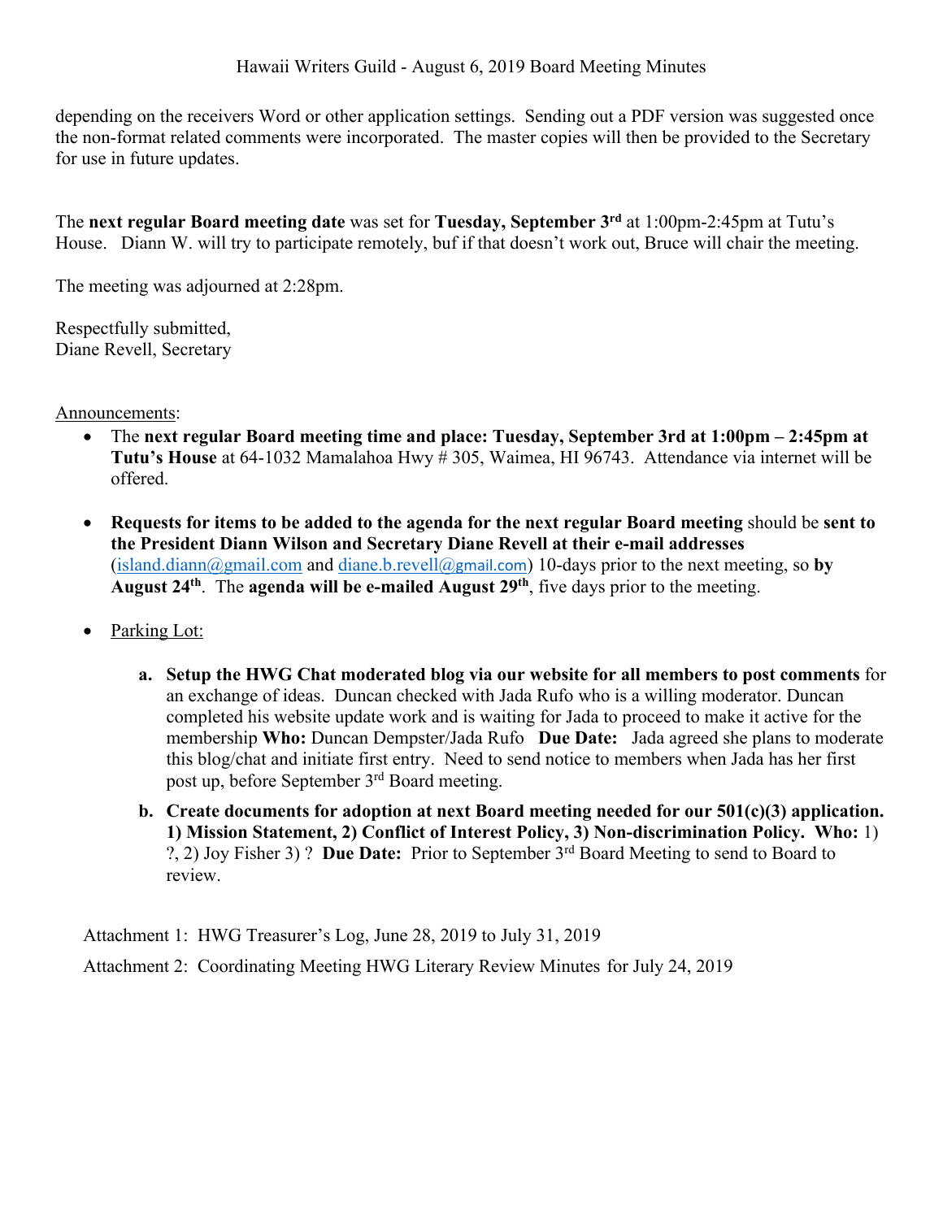depending on the receivers Word or other application settings. Sending out a PDF version was suggested once the non-format related comments were incorporated. The master copies will then be provided to the Secretary for use in future updates.

The **next regular Board meeting date** was set for **Tuesday, September 3rd** at 1:00pm-2:45pm at Tutu's House. Diann W. will try to participate remotely, buf if that doesn't work out, Bruce will chair the meeting.

The meeting was adjourned at 2:28pm.

Respectfully submitted,
Diane Revell, Secretary

Announcements:

- The **next regular Board meeting time and place: Tuesday, September 3rd at 1:00pm – 2:45pm at Tutu's House** at 64-1032 Mamalahoa Hwy # 305, Waimea, HI 96743. Attendance via internet will be offered.
- **Requests for items to be added to the agenda for the next regular Board meeting** should be **sent to the President Diann Wilson and Secretary Diane Revell at their e-mail addresses** (island.diann@gmail.com and diane.b.revell@gmail.com) 10-days prior to the next meeting, so **by August 24th**. The **agenda will be e-mailed August 29th**, five days prior to the meeting.
- Parking Lot:
    a. **Setup the HWG Chat moderated blog via our website for all members to post comments** for an exchange of ideas. Duncan checked with Jada Rufo who is a willing moderator. Duncan completed his website update work and is waiting for Jada to proceed to make it active for the membership **Who:** Duncan Dempster/Jada Rufo **Due Date:** Jada agreed she plans to moderate this blog/chat and initiate first entry. Need to send notice to members when Jada has her first post up, before September 3rd Board meeting.
    b. **Create documents for adoption at next Board meeting needed for our 501(c)(3) application. 1) Mission Statement, 2) Conflict of Interest Policy, 3) Non-discrimination Policy. Who:** 1) ?, 2) Joy Fisher 3) ? **Due Date:** Prior to September 3rd Board Meeting to send to Board to review.

Attachment 1: HWG Treasurer's Log, June 28, 2019 to July 31, 2019

Attachment 2: Coordinating Meeting HWG Literary Review Minutes for July 24, 2019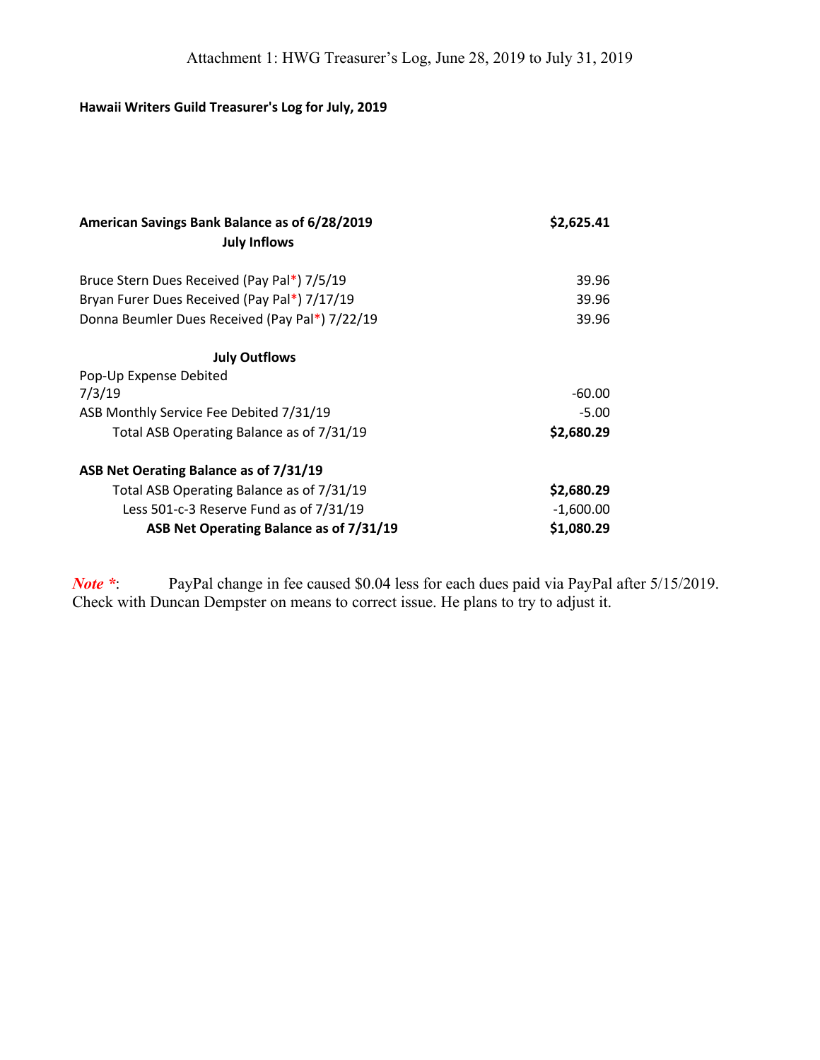Attachment 1: HWG Treasurer's Log, June 28, 2019 to July 31, 2019

**Hawaii Writers Guild Treasurer's Log for July, 2019**

| | |
|---|---|
| **American Savings Bank Balance as of 6/28/2019** | **$2,625.41** |
| **July Inflows** | |
| Bruce Stern Dues Received (Pay Pal*) 7/5/19 | 39.96 |
| Bryan Furer Dues Received (Pay Pal*) 7/17/19 | 39.96 |
| Donna Beumler Dues Received (Pay Pal*) 7/22/19 | 39.96 |
| **July Outflows** | |
| Pop-Up Expense Debited 7/3/19 | -60.00 |
| ASB Monthly Service Fee Debited 7/31/19 | -5.00 |
| Total ASB Operating Balance as of 7/31/19 | **$2,680.29** |
| **ASB Net Oerating Balance as of 7/31/19** | |
| Total ASB Operating Balance as of 7/31/19 | **$2,680.29** |
| Less 501-c-3 Reserve Fund as of 7/31/19 | -1,600.00 |
| **ASB Net Operating Balance as of 7/31/19** | **$1,080.29** |

***Note \****: PayPal change in fee caused $0.04 less for each dues paid via PayPal after 5/15/2019. Check with Duncan Dempster on means to correct issue. He plans to try to adjust it.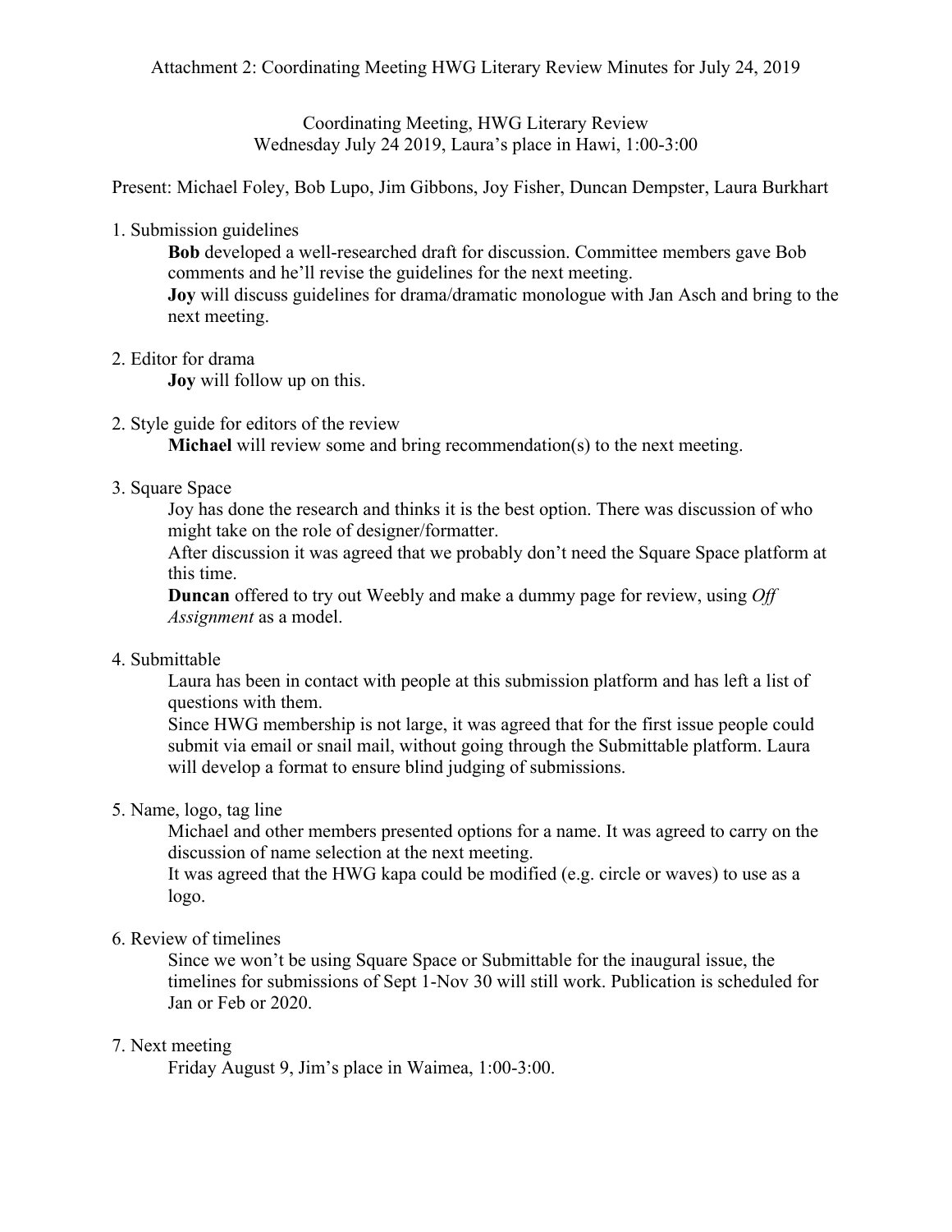Attachment 2: Coordinating Meeting HWG Literary Review Minutes for July 24, 2019

Coordinating Meeting, HWG Literary Review
Wednesday July 24 2019, Laura's place in Hawi, 1:00-3:00

Present: Michael Foley, Bob Lupo, Jim Gibbons, Joy Fisher, Duncan Dempster, Laura Burkhart

1. Submission guidelines

   **Bob** developed a well-researched draft for discussion. Committee members gave Bob comments and he'll revise the guidelines for the next meeting.
   **Joy** will discuss guidelines for drama/dramatic monologue with Jan Asch and bring to the next meeting.

2. Editor for drama

   **Joy** will follow up on this.

2. Style guide for editors of the review

   **Michael** will review some and bring recommendation(s) to the next meeting.

3. Square Space

   Joy has done the research and thinks it is the best option. There was discussion of who might take on the role of designer/formatter.
   After discussion it was agreed that we probably don't need the Square Space platform at this time.
   **Duncan** offered to try out Weebly and make a dummy page for review, using *Off Assignment* as a model.

4. Submittable

   Laura has been in contact with people at this submission platform and has left a list of questions with them.
   Since HWG membership is not large, it was agreed that for the first issue people could submit via email or snail mail, without going through the Submittable platform. Laura will develop a format to ensure blind judging of submissions.

5. Name, logo, tag line

   Michael and other members presented options for a name. It was agreed to carry on the discussion of name selection at the next meeting.
   It was agreed that the HWG kapa could be modified (e.g. circle or waves) to use as a logo.

6. Review of timelines

   Since we won't be using Square Space or Submittable for the inaugural issue, the timelines for submissions of Sept 1-Nov 30 will still work. Publication is scheduled for Jan or Feb or 2020.

7. Next meeting

   Friday August 9, Jim's place in Waimea, 1:00-3:00.